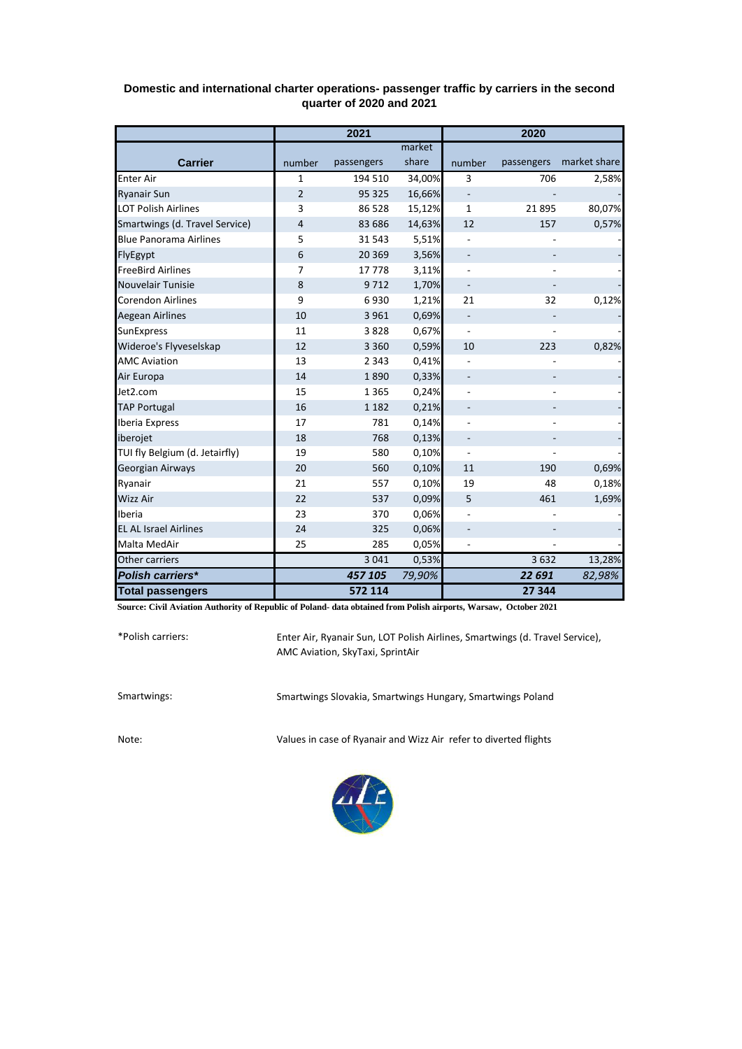## Domestic and international charter operations- passenger traffic by carriers in the second quarter of 2020 and 2021

| Carrier | 2021 | | | 2020 | | |
|---|---|---|---|---|---|---|
| | number | passengers | market share | number | passengers | market share |
| Enter Air | 1 | 194 510 | 34,00% | 3 | 706 | 2,58% |
| Ryanair Sun | 2 | 95 325 | 16,66% | - | - | - |
| LOT Polish Airlines | 3 | 86 528 | 15,12% | 1 | 21 895 | 80,07% |
| Smartwings (d. Travel Service) | 4 | 83 686 | 14,63% | 12 | 157 | 0,57% |
| Blue Panorama Airlines | 5 | 31 543 | 5,51% | - | - | - |
| FlyEgypt | 6 | 20 369 | 3,56% | - | - | - |
| FreeBird Airlines | 7 | 17 778 | 3,11% | - | - | - |
| Nouvelair Tunisie | 8 | 9 712 | 1,70% | - | - | - |
| Corendon Airlines | 9 | 6 930 | 1,21% | 21 | 32 | 0,12% |
| Aegean Airlines | 10 | 3 961 | 0,69% | - | - | - |
| SunExpress | 11 | 3 828 | 0,67% | - | - | - |
| Wideroe's Flyveselskap | 12 | 3 360 | 0,59% | 10 | 223 | 0,82% |
| AMC Aviation | 13 | 2 343 | 0,41% | - | - | - |
| Air Europa | 14 | 1 890 | 0,33% | - | - | - |
| Jet2.com | 15 | 1 365 | 0,24% | - | - | - |
| TAP Portugal | 16 | 1 182 | 0,21% | - | - | - |
| Iberia Express | 17 | 781 | 0,14% | - | - | - |
| iberojet | 18 | 768 | 0,13% | - | - | - |
| TUI fly Belgium (d. Jetairfly) | 19 | 580 | 0,10% | - | - | - |
| Georgian Airways | 20 | 560 | 0,10% | 11 | 190 | 0,69% |
| Ryanair | 21 | 557 | 0,10% | 19 | 48 | 0,18% |
| Wizz Air | 22 | 537 | 0,09% | 5 | 461 | 1,69% |
| Iberia | 23 | 370 | 0,06% | - | - | - |
| EL AL Israel Airlines | 24 | 325 | 0,06% | - | - | - |
| Malta MedAir | 25 | 285 | 0,05% | - | - | - |
| Other carriers | | 3 041 | 0,53% | | 3 632 | 13,28% |
| ***Polish carriers**** | | ***457 105*** | *79,90%* | | ***22 691*** | *82,98%* |
| **Total passengers** | | **572 114** | | | **27 344** | |

**Source: Civil Aviation Authority of Republic of Poland- data obtained from Polish airports, Warsaw, October 2021**

*Polish carriers: Enter Air, Ryanair Sun, LOT Polish Airlines, Smartwings (d. Travel Service), AMC Aviation, SkyTaxi, SprintAir

Smartwings: Smartwings Slovakia, Smartwings Hungary, Smartwings Poland

Note: Values in case of Ryanair and Wizz Air refer to diverted flights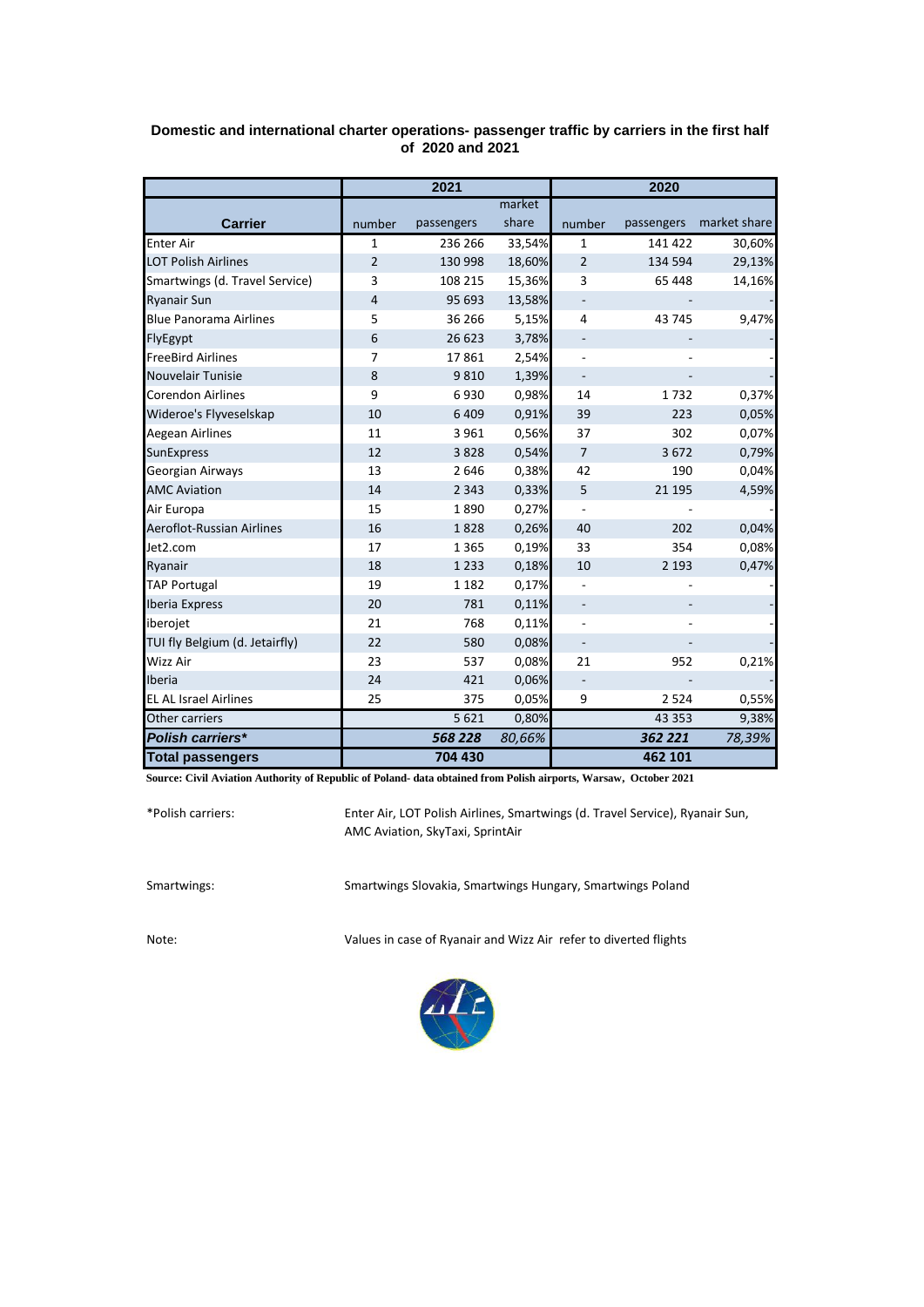**Domestic and international charter operations- passenger traffic by carriers in the first half of 2020 and 2021**

| Carrier | 2021 | | | 2020 | | |
|---|---|---|---|---|---|---|
| | number | passengers | market share | number | passengers | market share |
| Enter Air | 1 | 236 266 | 33,54% | 1 | 141 422 | 30,60% |
| LOT Polish Airlines | 2 | 130 998 | 18,60% | 2 | 134 594 | 29,13% |
| Smartwings (d. Travel Service) | 3 | 108 215 | 15,36% | 3 | 65 448 | 14,16% |
| Ryanair Sun | 4 | 95 693 | 13,58% | - | - | - |
| Blue Panorama Airlines | 5 | 36 266 | 5,15% | 4 | 43 745 | 9,47% |
| FlyEgypt | 6 | 26 623 | 3,78% | - | - | - |
| FreeBird Airlines | 7 | 17 861 | 2,54% | - | - | - |
| Nouvelair Tunisie | 8 | 9 810 | 1,39% | - | - | - |
| Corendon Airlines | 9 | 6 930 | 0,98% | 14 | 1 732 | 0,37% |
| Wideroe's Flyveselskap | 10 | 6 409 | 0,91% | 39 | 223 | 0,05% |
| Aegean Airlines | 11 | 3 961 | 0,56% | 37 | 302 | 0,07% |
| SunExpress | 12 | 3 828 | 0,54% | 7 | 3 672 | 0,79% |
| Georgian Airways | 13 | 2 646 | 0,38% | 42 | 190 | 0,04% |
| AMC Aviation | 14 | 2 343 | 0,33% | 5 | 21 195 | 4,59% |
| Air Europa | 15 | 1 890 | 0,27% | - | - | - |
| Aeroflot-Russian Airlines | 16 | 1 828 | 0,26% | 40 | 202 | 0,04% |
| Jet2.com | 17 | 1 365 | 0,19% | 33 | 354 | 0,08% |
| Ryanair | 18 | 1 233 | 0,18% | 10 | 2 193 | 0,47% |
| TAP Portugal | 19 | 1 182 | 0,17% | - | - | - |
| Iberia Express | 20 | 781 | 0,11% | - | - | - |
| iberojet | 21 | 768 | 0,11% | - | - | - |
| TUI fly Belgium (d. Jetairfly) | 22 | 580 | 0,08% | - | - | - |
| Wizz Air | 23 | 537 | 0,08% | 21 | 952 | 0,21% |
| Iberia | 24 | 421 | 0,06% | - | - | - |
| EL AL Israel Airlines | 25 | 375 | 0,05% | 9 | 2 524 | 0,55% |
| Other carriers | | 5 621 | 0,80% | | 43 353 | 9,38% |
| ***Polish carriers**** | | ***568 228*** | *80,66%* | | ***362 221*** | *78,39%* |
| **Total passengers** | | **704 430** | | | **462 101** | |

**Source: Civil Aviation Authority of Republic of Poland- data obtained from Polish airports, Warsaw, October 2021**

*Polish carriers: Enter Air, LOT Polish Airlines, Smartwings (d. Travel Service), Ryanair Sun, AMC Aviation, SkyTaxi, SprintAir

Smartwings: Smartwings Slovakia, Smartwings Hungary, Smartwings Poland

Note: Values in case of Ryanair and Wizz Air refer to diverted flights